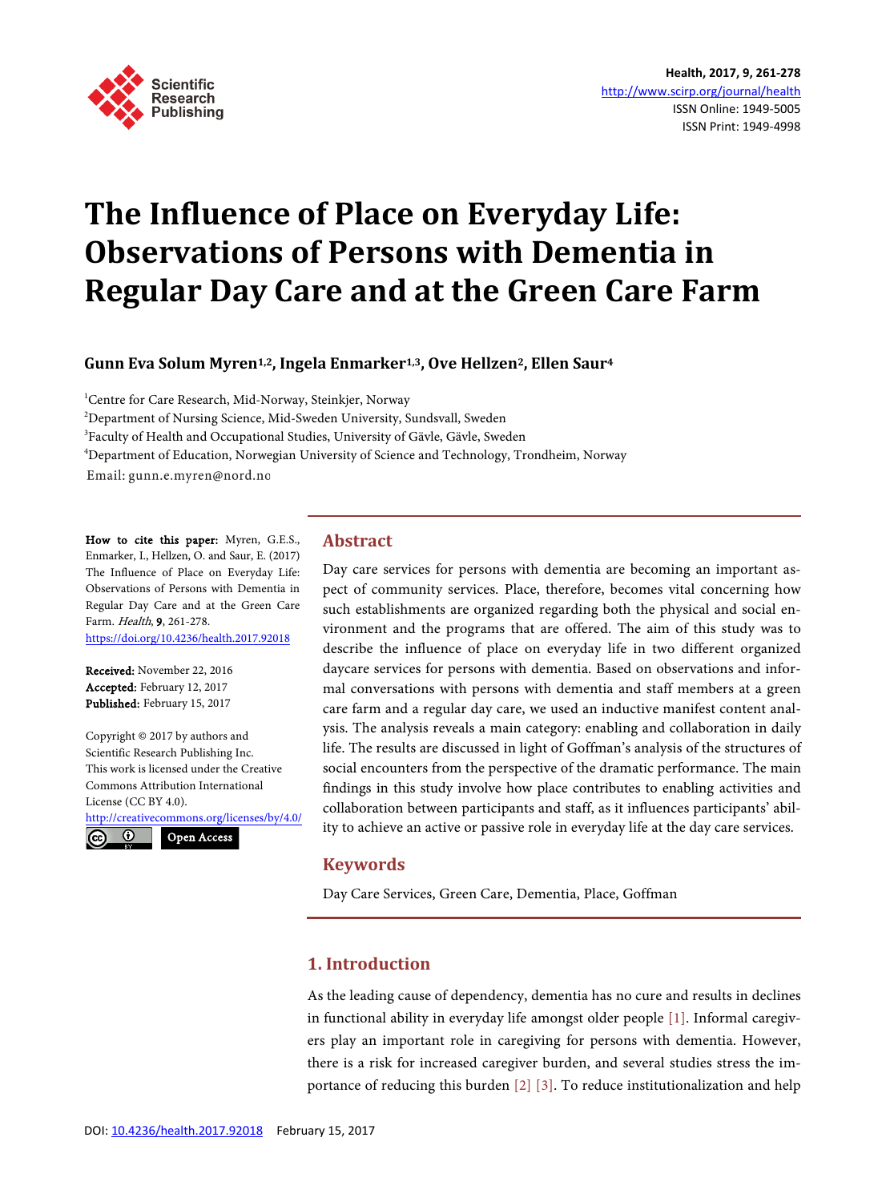# The Influence of Place on Everyday Life: Observations of Persons with Dementia in Regular Day Care and at the Green Care Farm

**Gunn Eva Solum Myren[1,2], Ingela Enmarker[1,3], Ove Hellzen[2], Ellen Saur[4]**

[1]Centre for Care Research, Mid-Norway, Steinkjer, Norway
[2]Department of Nursing Science, Mid-Sweden University, Sundsvall, Sweden
[3]Faculty of Health and Occupational Studies, University of Gävle, Gävle, Sweden
[4]Department of Education, Norwegian University of Science and Technology, Trondheim, Norway
Email: gunn.e.myren@nord.no

**How to cite this paper:** Myren, G.E.S., Enmarker, I., Hellzen, O. and Saur, E. (2017) The Influence of Place on Everyday Life: Observations of Persons with Dementia in Regular Day Care and at the Green Care Farm. *Health*, **9**, 261-278.
https://doi.org/10.4236/health.2017.92018

**Received:** November 22, 2016
**Accepted:** February 12, 2017
**Published:** February 15, 2017

Copyright © 2017 by authors and Scientific Research Publishing Inc.
This work is licensed under the Creative Commons Attribution International License (CC BY 4.0).
http://creativecommons.org/licenses/by/4.0/
Open Access

## Abstract

Day care services for persons with dementia are becoming an important aspect of community services. Place, therefore, becomes vital concerning how such establishments are organized regarding both the physical and social environment and the programs that are offered. The aim of this study was to describe the influence of place on everyday life in two different organized daycare services for persons with dementia. Based on observations and informal conversations with persons with dementia and staff members at a green care farm and a regular day care, we used an inductive manifest content analysis. The analysis reveals a main category: enabling and collaboration in daily life. The results are discussed in light of Goffman's analysis of the structures of social encounters from the perspective of the dramatic performance. The main findings in this study involve how place contributes to enabling activities and collaboration between participants and staff, as it influences participants' ability to achieve an active or passive role in everyday life at the day care services.

## Keywords

Day Care Services, Green Care, Dementia, Place, Goffman

## 1. Introduction

As the leading cause of dependency, dementia has no cure and results in declines in functional ability in everyday life amongst older people [1]. Informal caregivers play an important role in caregiving for persons with dementia. However, there is a risk for increased caregiver burden, and several studies stress the importance of reducing this burden [2] [3]. To reduce institutionalization and help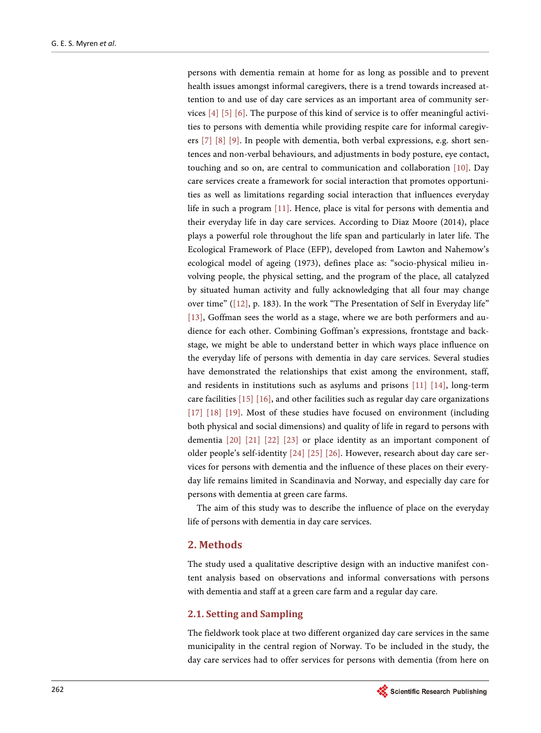persons with dementia remain at home for as long as possible and to prevent health issues amongst informal caregivers, there is a trend towards increased attention to and use of day care services as an important area of community services [4] [5] [6]. The purpose of this kind of service is to offer meaningful activities to persons with dementia while providing respite care for informal caregivers [7] [8] [9]. In people with dementia, both verbal expressions, e.g. short sentences and non-verbal behaviours, and adjustments in body posture, eye contact, touching and so on, are central to communication and collaboration [10]. Day care services create a framework for social interaction that promotes opportunities as well as limitations regarding social interaction that influences everyday life in such a program [11]. Hence, place is vital for persons with dementia and their everyday life in day care services. According to Diaz Moore (2014), place plays a powerful role throughout the life span and particularly in later life. The Ecological Framework of Place (EFP), developed from Lawton and Nahemow's ecological model of ageing (1973), defines place as: "socio-physical milieu involving people, the physical setting, and the program of the place, all catalyzed by situated human activity and fully acknowledging that all four may change over time" ([12], p. 183). In the work "The Presentation of Self in Everyday life" [13], Goffman sees the world as a stage, where we are both performers and audience for each other. Combining Goffman's expressions, frontstage and backstage, we might be able to understand better in which ways place influence on the everyday life of persons with dementia in day care services. Several studies have demonstrated the relationships that exist among the environment, staff, and residents in institutions such as asylums and prisons [11] [14], long-term care facilities [15] [16], and other facilities such as regular day care organizations [17] [18] [19]. Most of these studies have focused on environment (including both physical and social dimensions) and quality of life in regard to persons with dementia [20] [21] [22] [23] or place identity as an important component of older people's self-identity [24] [25] [26]. However, research about day care services for persons with dementia and the influence of these places on their everyday life remains limited in Scandinavia and Norway, and especially day care for persons with dementia at green care farms.

The aim of this study was to describe the influence of place on the everyday life of persons with dementia in day care services.

## 2. Methods

The study used a qualitative descriptive design with an inductive manifest content analysis based on observations and informal conversations with persons with dementia and staff at a green care farm and a regular day care.

### 2.1. Setting and Sampling

The fieldwork took place at two different organized day care services in the same municipality in the central region of Norway. To be included in the study, the day care services had to offer services for persons with dementia (from here on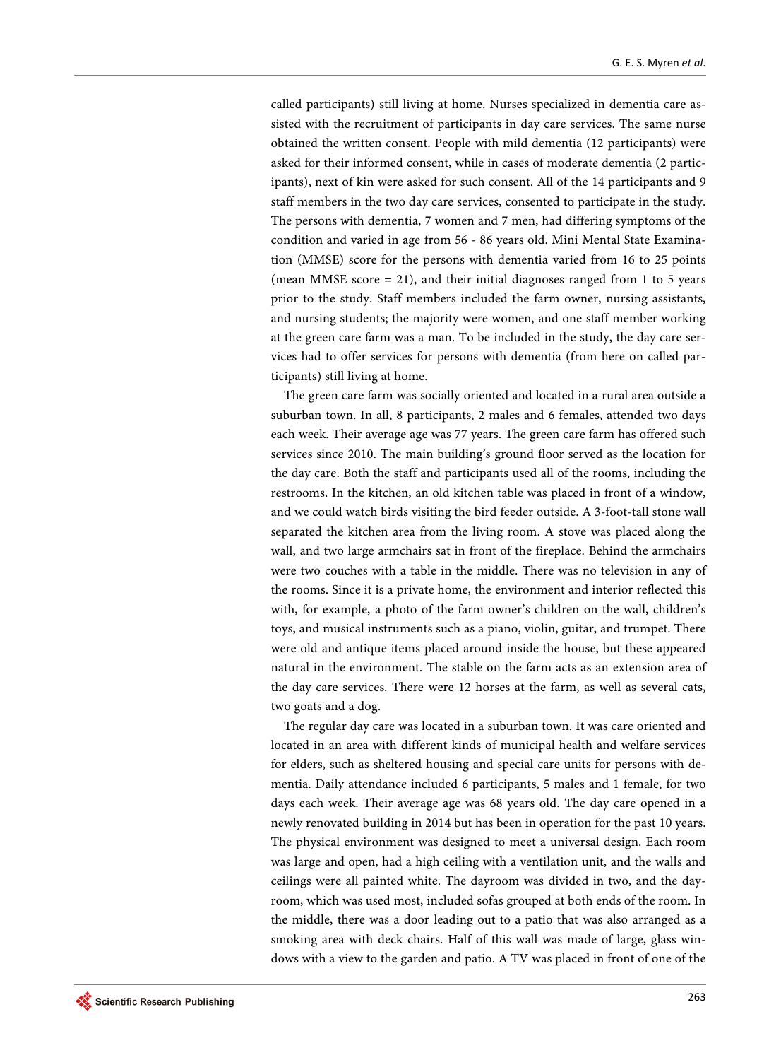called participants) still living at home. Nurses specialized in dementia care assisted with the recruitment of participants in day care services. The same nurse obtained the written consent. People with mild dementia (12 participants) were asked for their informed consent, while in cases of moderate dementia (2 participants), next of kin were asked for such consent. All of the 14 participants and 9 staff members in the two day care services, consented to participate in the study. The persons with dementia, 7 women and 7 men, had differing symptoms of the condition and varied in age from 56 - 86 years old. Mini Mental State Examination (MMSE) score for the persons with dementia varied from 16 to 25 points (mean MMSE score = 21), and their initial diagnoses ranged from 1 to 5 years prior to the study. Staff members included the farm owner, nursing assistants, and nursing students; the majority were women, and one staff member working at the green care farm was a man. To be included in the study, the day care services had to offer services for persons with dementia (from here on called participants) still living at home.

The green care farm was socially oriented and located in a rural area outside a suburban town. In all, 8 participants, 2 males and 6 females, attended two days each week. Their average age was 77 years. The green care farm has offered such services since 2010. The main building's ground floor served as the location for the day care. Both the staff and participants used all of the rooms, including the restrooms. In the kitchen, an old kitchen table was placed in front of a window, and we could watch birds visiting the bird feeder outside. A 3-foot-tall stone wall separated the kitchen area from the living room. A stove was placed along the wall, and two large armchairs sat in front of the fireplace. Behind the armchairs were two couches with a table in the middle. There was no television in any of the rooms. Since it is a private home, the environment and interior reflected this with, for example, a photo of the farm owner's children on the wall, children's toys, and musical instruments such as a piano, violin, guitar, and trumpet. There were old and antique items placed around inside the house, but these appeared natural in the environment. The stable on the farm acts as an extension area of the day care services. There were 12 horses at the farm, as well as several cats, two goats and a dog.

The regular day care was located in a suburban town. It was care oriented and located in an area with different kinds of municipal health and welfare services for elders, such as sheltered housing and special care units for persons with dementia. Daily attendance included 6 participants, 5 males and 1 female, for two days each week. Their average age was 68 years old. The day care opened in a newly renovated building in 2014 but has been in operation for the past 10 years. The physical environment was designed to meet a universal design. Each room was large and open, had a high ceiling with a ventilation unit, and the walls and ceilings were all painted white. The dayroom was divided in two, and the dayroom, which was used most, included sofas grouped at both ends of the room. In the middle, there was a door leading out to a patio that was also arranged as a smoking area with deck chairs. Half of this wall was made of large, glass windows with a view to the garden and patio. A TV was placed in front of one of the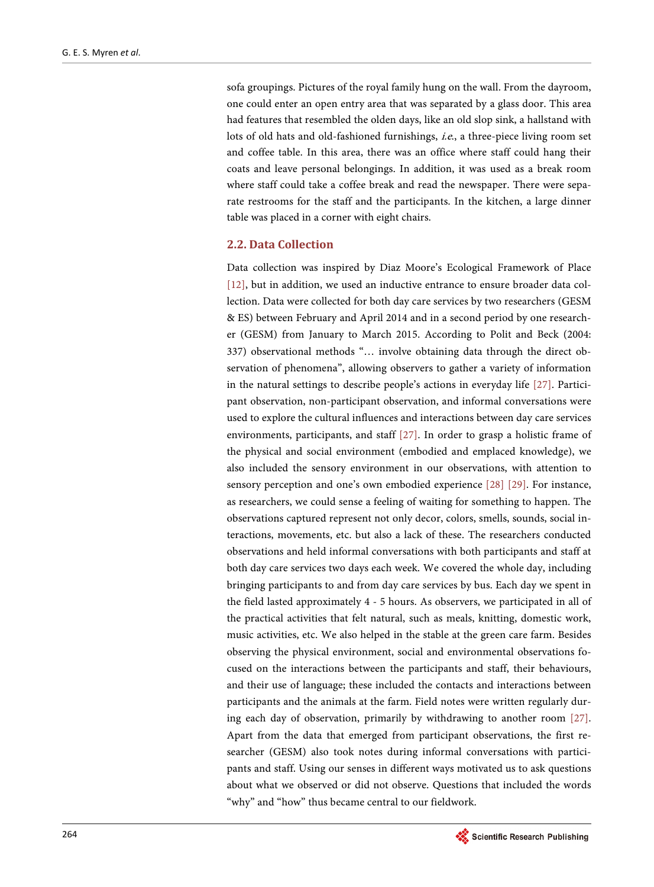sofa groupings. Pictures of the royal family hung on the wall. From the dayroom, one could enter an open entry area that was separated by a glass door. This area had features that resembled the olden days, like an old slop sink, a hallstand with lots of old hats and old-fashioned furnishings, *i.e.*, a three-piece living room set and coffee table. In this area, there was an office where staff could hang their coats and leave personal belongings. In addition, it was used as a break room where staff could take a coffee break and read the newspaper. There were separate restrooms for the staff and the participants. In the kitchen, a large dinner table was placed in a corner with eight chairs.

## 2.2. Data Collection

Data collection was inspired by Diaz Moore's Ecological Framework of Place [12], but in addition, we used an inductive entrance to ensure broader data collection. Data were collected for both day care services by two researchers (GESM & ES) between February and April 2014 and in a second period by one researcher (GESM) from January to March 2015. According to Polit and Beck (2004: 337) observational methods "… involve obtaining data through the direct observation of phenomena", allowing observers to gather a variety of information in the natural settings to describe people's actions in everyday life [27]. Participant observation, non-participant observation, and informal conversations were used to explore the cultural influences and interactions between day care services environments, participants, and staff [27]. In order to grasp a holistic frame of the physical and social environment (embodied and emplaced knowledge), we also included the sensory environment in our observations, with attention to sensory perception and one's own embodied experience [28] [29]. For instance, as researchers, we could sense a feeling of waiting for something to happen. The observations captured represent not only decor, colors, smells, sounds, social interactions, movements, etc. but also a lack of these. The researchers conducted observations and held informal conversations with both participants and staff at both day care services two days each week. We covered the whole day, including bringing participants to and from day care services by bus. Each day we spent in the field lasted approximately 4 - 5 hours. As observers, we participated in all of the practical activities that felt natural, such as meals, knitting, domestic work, music activities, etc. We also helped in the stable at the green care farm. Besides observing the physical environment, social and environmental observations focused on the interactions between the participants and staff, their behaviours, and their use of language; these included the contacts and interactions between participants and the animals at the farm. Field notes were written regularly during each day of observation, primarily by withdrawing to another room [27]. Apart from the data that emerged from participant observations, the first researcher (GESM) also took notes during informal conversations with participants and staff. Using our senses in different ways motivated us to ask questions about what we observed or did not observe. Questions that included the words "why" and "how" thus became central to our fieldwork.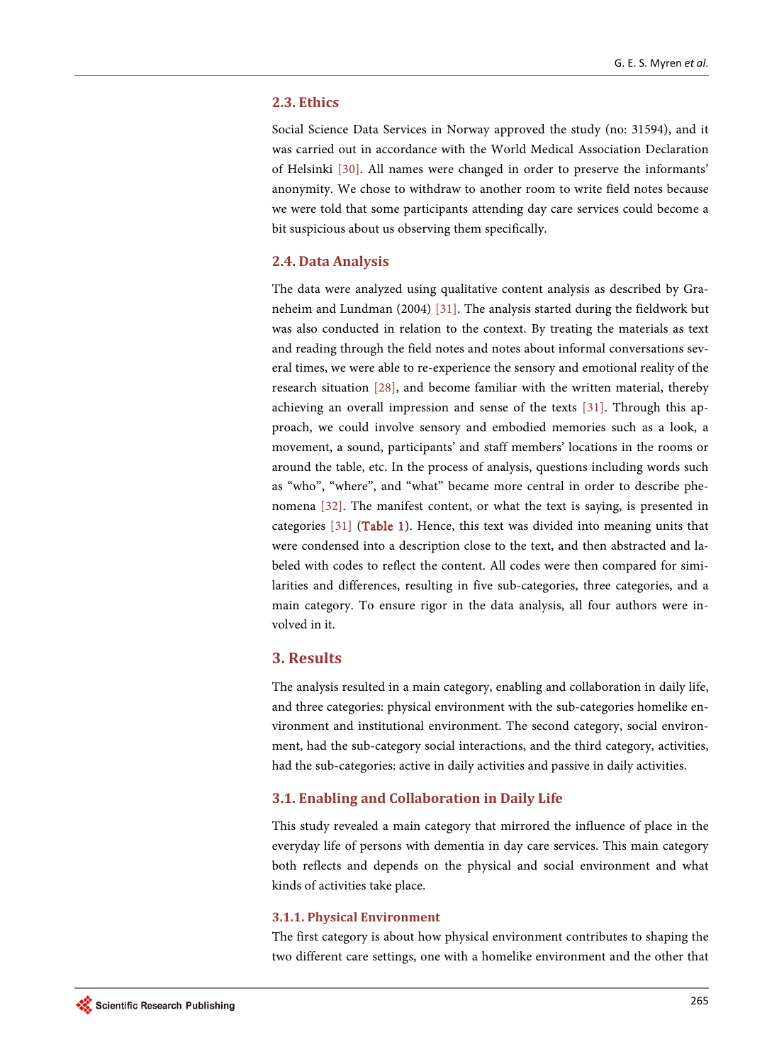## 2.3. Ethics

Social Science Data Services in Norway approved the study (no: 31594), and it was carried out in accordance with the World Medical Association Declaration of Helsinki [30]. All names were changed in order to preserve the informants' anonymity. We chose to withdraw to another room to write field notes because we were told that some participants attending day care services could become a bit suspicious about us observing them specifically.

## 2.4. Data Analysis

The data were analyzed using qualitative content analysis as described by Graneheim and Lundman (2004) [31]. The analysis started during the fieldwork but was also conducted in relation to the context. By treating the materials as text and reading through the field notes and notes about informal conversations several times, we were able to re-experience the sensory and emotional reality of the research situation [28], and become familiar with the written material, thereby achieving an overall impression and sense of the texts [31]. Through this approach, we could involve sensory and embodied memories such as a look, a movement, a sound, participants' and staff members' locations in the rooms or around the table, etc. In the process of analysis, questions including words such as "who", "where", and "what" became more central in order to describe phenomena [32]. The manifest content, or what the text is saying, is presented in categories [31] (Table 1). Hence, this text was divided into meaning units that were condensed into a description close to the text, and then abstracted and labeled with codes to reflect the content. All codes were then compared for similarities and differences, resulting in five sub-categories, three categories, and a main category. To ensure rigor in the data analysis, all four authors were involved in it.

# 3. Results

The analysis resulted in a main category, enabling and collaboration in daily life, and three categories: physical environment with the sub-categories homelike environment and institutional environment. The second category, social environment, had the sub-category social interactions, and the third category, activities, had the sub-categories: active in daily activities and passive in daily activities.

## 3.1. Enabling and Collaboration in Daily Life

This study revealed a main category that mirrored the influence of place in the everyday life of persons with dementia in day care services. This main category both reflects and depends on the physical and social environment and what kinds of activities take place.

### 3.1.1. Physical Environment

The first category is about how physical environment contributes to shaping the two different care settings, one with a homelike environment and the other that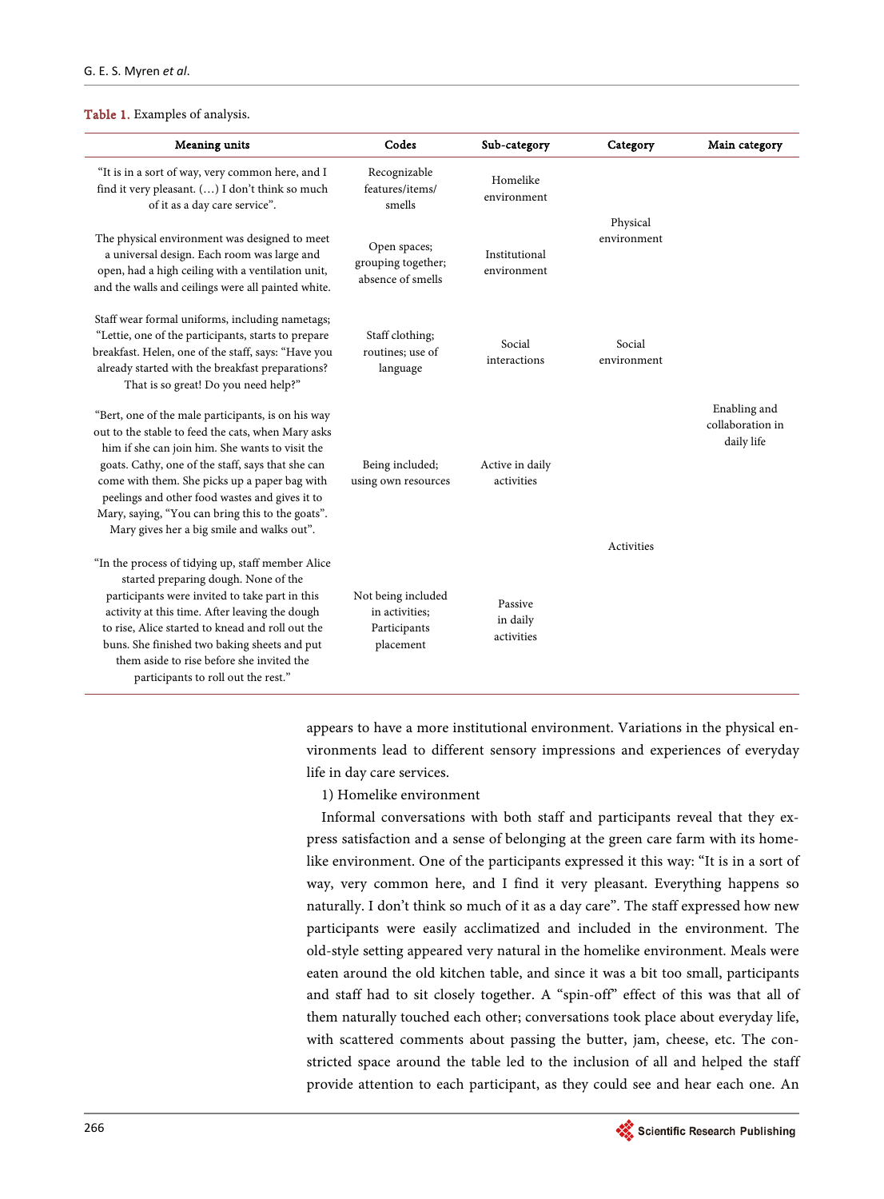**Table 1.** Examples of analysis.

| Meaning units | Codes | Sub-category | Category | Main category |
|---|---|---|---|---|
| "It is in a sort of way, very common here, and I find it very pleasant. (…) I don't think so much of it as a day care service". | Recognizable features/items/smells | Homelike environment | Physical environment | Enabling and collaboration in daily life |
| The physical environment was designed to meet a universal design. Each room was large and open, had a high ceiling with a ventilation unit, and the walls and ceilings were all painted white. | Open spaces; grouping together; absence of smells | Institutional environment | | |
| Staff wear formal uniforms, including nametags; "Lettie, one of the participants, starts to prepare breakfast. Helen, one of the staff, says: "Have you already started with the breakfast preparations? That is so great! Do you need help?" | Staff clothing; routines; use of language | Social interactions | Social environment | |
| "Bert, one of the male participants, is on his way out to the stable to feed the cats, when Mary asks him if she can join him. She wants to visit the goats. Cathy, one of the staff, says that she can come with them. She picks up a paper bag with peelings and other food wastes and gives it to Mary, saying, "You can bring this to the goats". Mary gives her a big smile and walks out". | Being included; using own resources | Active in daily activities | Activities | |
| "In the process of tidying up, staff member Alice started preparing dough. None of the participants were invited to take part in this activity at this time. After leaving the dough to rise, Alice started to knead and roll out the buns. She finished two baking sheets and put them aside to rise before she invited the participants to roll out the rest." | Not being included in activities; Participants placement | Passive in daily activities | | |

appears to have a more institutional environment. Variations in the physical environments lead to different sensory impressions and experiences of everyday life in day care services.

1) Homelike environment

Informal conversations with both staff and participants reveal that they express satisfaction and a sense of belonging at the green care farm with its homelike environment. One of the participants expressed it this way: "It is in a sort of way, very common here, and I find it very pleasant. Everything happens so naturally. I don't think so much of it as a day care". The staff expressed how new participants were easily acclimatized and included in the environment. The old-style setting appeared very natural in the homelike environment. Meals were eaten around the old kitchen table, and since it was a bit too small, participants and staff had to sit closely together. A "spin-off" effect of this was that all of them naturally touched each other; conversations took place about everyday life, with scattered comments about passing the butter, jam, cheese, etc. The constricted space around the table led to the inclusion of all and helped the staff provide attention to each participant, as they could see and hear each one. An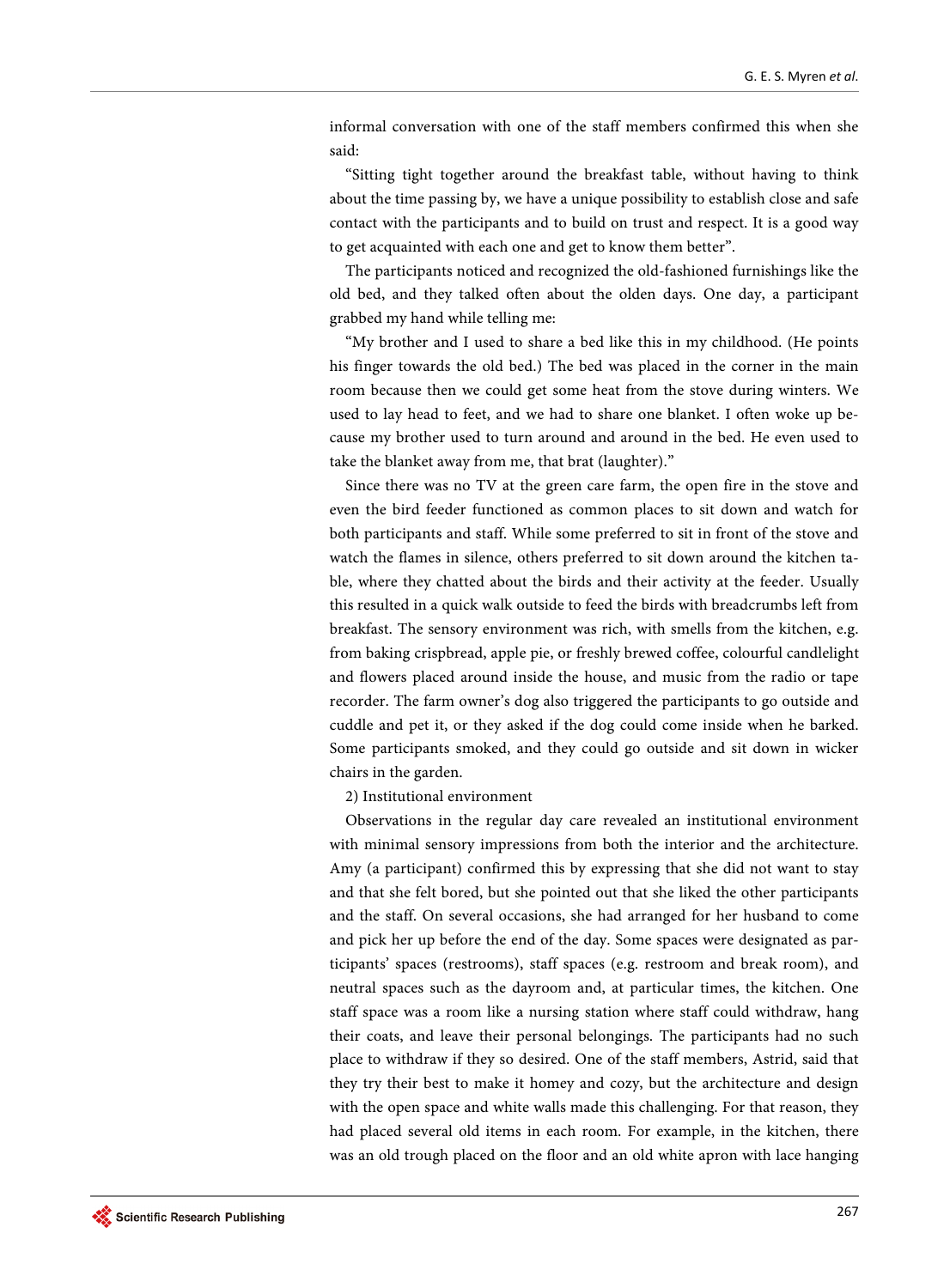informal conversation with one of the staff members confirmed this when she said:

"Sitting tight together around the breakfast table, without having to think about the time passing by, we have a unique possibility to establish close and safe contact with the participants and to build on trust and respect. It is a good way to get acquainted with each one and get to know them better".

The participants noticed and recognized the old-fashioned furnishings like the old bed, and they talked often about the olden days. One day, a participant grabbed my hand while telling me:

"My brother and I used to share a bed like this in my childhood. (He points his finger towards the old bed.) The bed was placed in the corner in the main room because then we could get some heat from the stove during winters. We used to lay head to feet, and we had to share one blanket. I often woke up because my brother used to turn around and around in the bed. He even used to take the blanket away from me, that brat (laughter)."

Since there was no TV at the green care farm, the open fire in the stove and even the bird feeder functioned as common places to sit down and watch for both participants and staff. While some preferred to sit in front of the stove and watch the flames in silence, others preferred to sit down around the kitchen table, where they chatted about the birds and their activity at the feeder. Usually this resulted in a quick walk outside to feed the birds with breadcrumbs left from breakfast. The sensory environment was rich, with smells from the kitchen, e.g. from baking crispbread, apple pie, or freshly brewed coffee, colourful candlelight and flowers placed around inside the house, and music from the radio or tape recorder. The farm owner's dog also triggered the participants to go outside and cuddle and pet it, or they asked if the dog could come inside when he barked. Some participants smoked, and they could go outside and sit down in wicker chairs in the garden.

2) Institutional environment

Observations in the regular day care revealed an institutional environment with minimal sensory impressions from both the interior and the architecture. Amy (a participant) confirmed this by expressing that she did not want to stay and that she felt bored, but she pointed out that she liked the other participants and the staff. On several occasions, she had arranged for her husband to come and pick her up before the end of the day. Some spaces were designated as participants' spaces (restrooms), staff spaces (e.g. restroom and break room), and neutral spaces such as the dayroom and, at particular times, the kitchen. One staff space was a room like a nursing station where staff could withdraw, hang their coats, and leave their personal belongings. The participants had no such place to withdraw if they so desired. One of the staff members, Astrid, said that they try their best to make it homey and cozy, but the architecture and design with the open space and white walls made this challenging. For that reason, they had placed several old items in each room. For example, in the kitchen, there was an old trough placed on the floor and an old white apron with lace hanging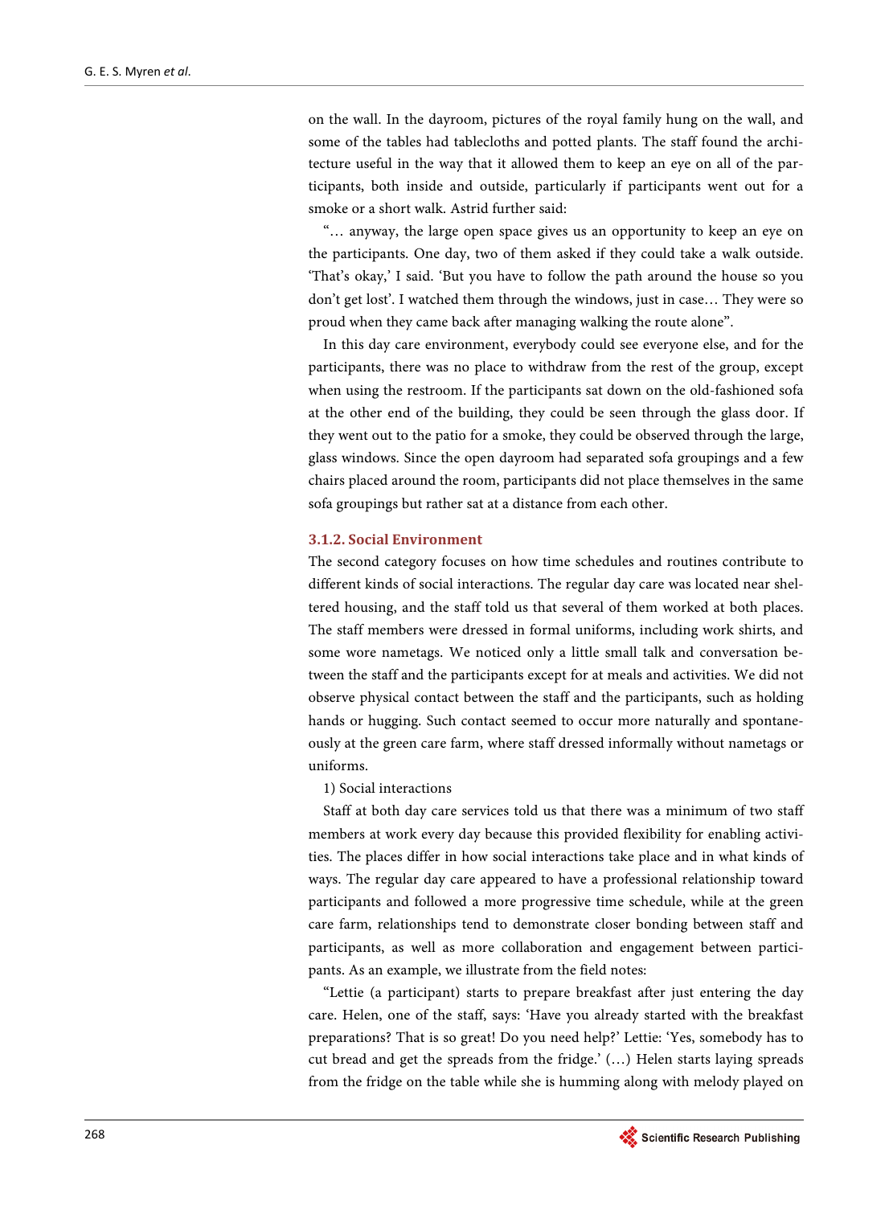on the wall. In the dayroom, pictures of the royal family hung on the wall, and some of the tables had tablecloths and potted plants. The staff found the architecture useful in the way that it allowed them to keep an eye on all of the participants, both inside and outside, particularly if participants went out for a smoke or a short walk. Astrid further said:

"… anyway, the large open space gives us an opportunity to keep an eye on the participants. One day, two of them asked if they could take a walk outside. 'That's okay,' I said. 'But you have to follow the path around the house so you don't get lost'. I watched them through the windows, just in case… They were so proud when they came back after managing walking the route alone".

In this day care environment, everybody could see everyone else, and for the participants, there was no place to withdraw from the rest of the group, except when using the restroom. If the participants sat down on the old-fashioned sofa at the other end of the building, they could be seen through the glass door. If they went out to the patio for a smoke, they could be observed through the large, glass windows. Since the open dayroom had separated sofa groupings and a few chairs placed around the room, participants did not place themselves in the same sofa groupings but rather sat at a distance from each other.

#### 3.1.2. Social Environment

The second category focuses on how time schedules and routines contribute to different kinds of social interactions. The regular day care was located near sheltered housing, and the staff told us that several of them worked at both places. The staff members were dressed in formal uniforms, including work shirts, and some wore nametags. We noticed only a little small talk and conversation between the staff and the participants except for at meals and activities. We did not observe physical contact between the staff and the participants, such as holding hands or hugging. Such contact seemed to occur more naturally and spontaneously at the green care farm, where staff dressed informally without nametags or uniforms.

1) Social interactions

Staff at both day care services told us that there was a minimum of two staff members at work every day because this provided flexibility for enabling activities. The places differ in how social interactions take place and in what kinds of ways. The regular day care appeared to have a professional relationship toward participants and followed a more progressive time schedule, while at the green care farm, relationships tend to demonstrate closer bonding between staff and participants, as well as more collaboration and engagement between participants. As an example, we illustrate from the field notes:

"Lettie (a participant) starts to prepare breakfast after just entering the day care. Helen, one of the staff, says: 'Have you already started with the breakfast preparations? That is so great! Do you need help?' Lettie: 'Yes, somebody has to cut bread and get the spreads from the fridge.' (…) Helen starts laying spreads from the fridge on the table while she is humming along with melody played on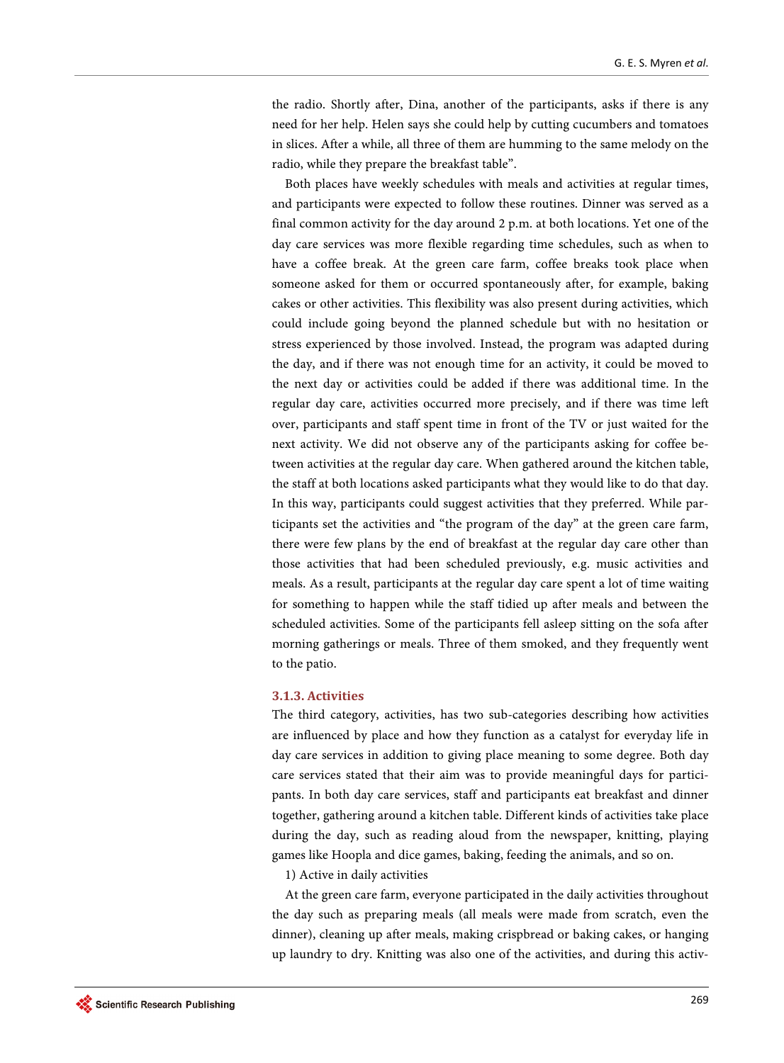the radio. Shortly after, Dina, another of the participants, asks if there is any need for her help. Helen says she could help by cutting cucumbers and tomatoes in slices. After a while, all three of them are humming to the same melody on the radio, while they prepare the breakfast table".

Both places have weekly schedules with meals and activities at regular times, and participants were expected to follow these routines. Dinner was served as a final common activity for the day around 2 p.m. at both locations. Yet one of the day care services was more flexible regarding time schedules, such as when to have a coffee break. At the green care farm, coffee breaks took place when someone asked for them or occurred spontaneously after, for example, baking cakes or other activities. This flexibility was also present during activities, which could include going beyond the planned schedule but with no hesitation or stress experienced by those involved. Instead, the program was adapted during the day, and if there was not enough time for an activity, it could be moved to the next day or activities could be added if there was additional time. In the regular day care, activities occurred more precisely, and if there was time left over, participants and staff spent time in front of the TV or just waited for the next activity. We did not observe any of the participants asking for coffee between activities at the regular day care. When gathered around the kitchen table, the staff at both locations asked participants what they would like to do that day. In this way, participants could suggest activities that they preferred. While participants set the activities and "the program of the day" at the green care farm, there were few plans by the end of breakfast at the regular day care other than those activities that had been scheduled previously, e.g. music activities and meals. As a result, participants at the regular day care spent a lot of time waiting for something to happen while the staff tidied up after meals and between the scheduled activities. Some of the participants fell asleep sitting on the sofa after morning gatherings or meals. Three of them smoked, and they frequently went to the patio.

### 3.1.3. Activities

The third category, activities, has two sub-categories describing how activities are influenced by place and how they function as a catalyst for everyday life in day care services in addition to giving place meaning to some degree. Both day care services stated that their aim was to provide meaningful days for participants. In both day care services, staff and participants eat breakfast and dinner together, gathering around a kitchen table. Different kinds of activities take place during the day, such as reading aloud from the newspaper, knitting, playing games like Hoopla and dice games, baking, feeding the animals, and so on.

1) Active in daily activities

At the green care farm, everyone participated in the daily activities throughout the day such as preparing meals (all meals were made from scratch, even the dinner), cleaning up after meals, making crispbread or baking cakes, or hanging up laundry to dry. Knitting was also one of the activities, and during this activ-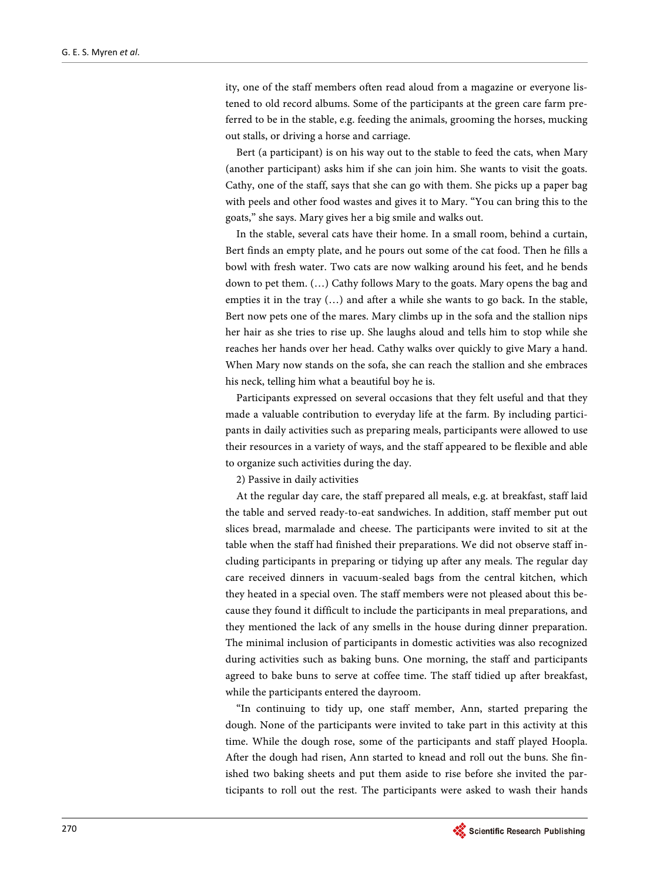ity, one of the staff members often read aloud from a magazine or everyone listened to old record albums. Some of the participants at the green care farm preferred to be in the stable, e.g. feeding the animals, grooming the horses, mucking out stalls, or driving a horse and carriage.

Bert (a participant) is on his way out to the stable to feed the cats, when Mary (another participant) asks him if she can join him. She wants to visit the goats. Cathy, one of the staff, says that she can go with them. She picks up a paper bag with peels and other food wastes and gives it to Mary. "You can bring this to the goats," she says. Mary gives her a big smile and walks out.

In the stable, several cats have their home. In a small room, behind a curtain, Bert finds an empty plate, and he pours out some of the cat food. Then he fills a bowl with fresh water. Two cats are now walking around his feet, and he bends down to pet them. (…) Cathy follows Mary to the goats. Mary opens the bag and empties it in the tray (…) and after a while she wants to go back. In the stable, Bert now pets one of the mares. Mary climbs up in the sofa and the stallion nips her hair as she tries to rise up. She laughs aloud and tells him to stop while she reaches her hands over her head. Cathy walks over quickly to give Mary a hand. When Mary now stands on the sofa, she can reach the stallion and she embraces his neck, telling him what a beautiful boy he is.

Participants expressed on several occasions that they felt useful and that they made a valuable contribution to everyday life at the farm. By including participants in daily activities such as preparing meals, participants were allowed to use their resources in a variety of ways, and the staff appeared to be flexible and able to organize such activities during the day.

2) Passive in daily activities

At the regular day care, the staff prepared all meals, e.g. at breakfast, staff laid the table and served ready-to-eat sandwiches. In addition, staff member put out slices bread, marmalade and cheese. The participants were invited to sit at the table when the staff had finished their preparations. We did not observe staff including participants in preparing or tidying up after any meals. The regular day care received dinners in vacuum-sealed bags from the central kitchen, which they heated in a special oven. The staff members were not pleased about this because they found it difficult to include the participants in meal preparations, and they mentioned the lack of any smells in the house during dinner preparation. The minimal inclusion of participants in domestic activities was also recognized during activities such as baking buns. One morning, the staff and participants agreed to bake buns to serve at coffee time. The staff tidied up after breakfast, while the participants entered the dayroom.

"In continuing to tidy up, one staff member, Ann, started preparing the dough. None of the participants were invited to take part in this activity at this time. While the dough rose, some of the participants and staff played Hoopla. After the dough had risen, Ann started to knead and roll out the buns. She finished two baking sheets and put them aside to rise before she invited the participants to roll out the rest. The participants were asked to wash their hands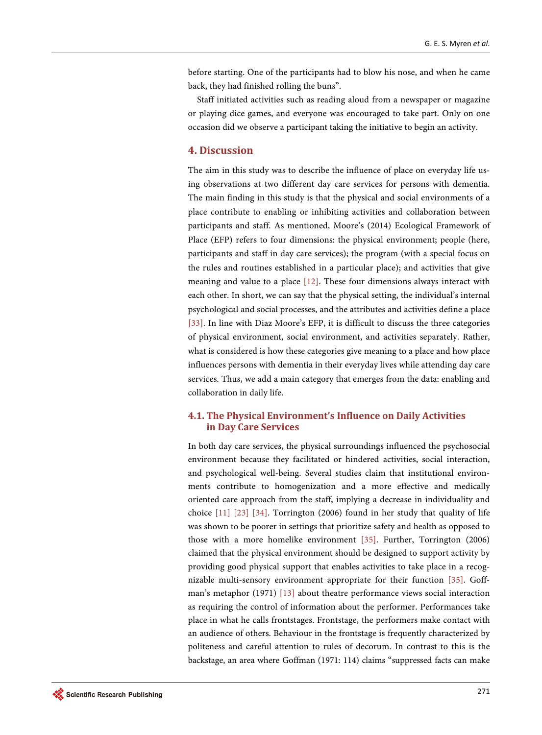before starting. One of the participants had to blow his nose, and when he came back, they had finished rolling the buns".

Staff initiated activities such as reading aloud from a newspaper or magazine or playing dice games, and everyone was encouraged to take part. Only on one occasion did we observe a participant taking the initiative to begin an activity.

## 4. Discussion

The aim in this study was to describe the influence of place on everyday life using observations at two different day care services for persons with dementia. The main finding in this study is that the physical and social environments of a place contribute to enabling or inhibiting activities and collaboration between participants and staff. As mentioned, Moore's (2014) Ecological Framework of Place (EFP) refers to four dimensions: the physical environment; people (here, participants and staff in day care services); the program (with a special focus on the rules and routines established in a particular place); and activities that give meaning and value to a place [12]. These four dimensions always interact with each other. In short, we can say that the physical setting, the individual's internal psychological and social processes, and the attributes and activities define a place [33]. In line with Diaz Moore's EFP, it is difficult to discuss the three categories of physical environment, social environment, and activities separately. Rather, what is considered is how these categories give meaning to a place and how place influences persons with dementia in their everyday lives while attending day care services. Thus, we add a main category that emerges from the data: enabling and collaboration in daily life.

### 4.1. The Physical Environment's Influence on Daily Activities in Day Care Services

In both day care services, the physical surroundings influenced the psychosocial environment because they facilitated or hindered activities, social interaction, and psychological well-being. Several studies claim that institutional environments contribute to homogenization and a more effective and medically oriented care approach from the staff, implying a decrease in individuality and choice [11] [23] [34]. Torrington (2006) found in her study that quality of life was shown to be poorer in settings that prioritize safety and health as opposed to those with a more homelike environment [35]. Further, Torrington (2006) claimed that the physical environment should be designed to support activity by providing good physical support that enables activities to take place in a recognizable multi-sensory environment appropriate for their function [35]. Goffman's metaphor (1971) [13] about theatre performance views social interaction as requiring the control of information about the performer. Performances take place in what he calls frontstages. Frontstage, the performers make contact with an audience of others. Behaviour in the frontstage is frequently characterized by politeness and careful attention to rules of decorum. In contrast to this is the backstage, an area where Goffman (1971: 114) claims "suppressed facts can make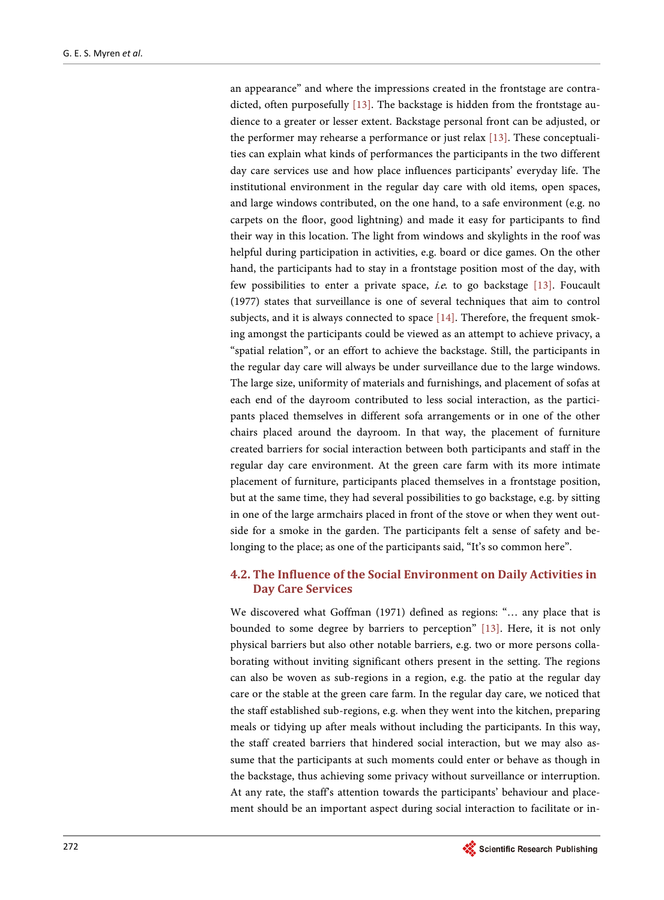an appearance" and where the impressions created in the frontstage are contradicted, often purposefully [13]. The backstage is hidden from the frontstage audience to a greater or lesser extent. Backstage personal front can be adjusted, or the performer may rehearse a performance or just relax [13]. These conceptualities can explain what kinds of performances the participants in the two different day care services use and how place influences participants' everyday life. The institutional environment in the regular day care with old items, open spaces, and large windows contributed, on the one hand, to a safe environment (e.g. no carpets on the floor, good lightning) and made it easy for participants to find their way in this location. The light from windows and skylights in the roof was helpful during participation in activities, e.g. board or dice games. On the other hand, the participants had to stay in a frontstage position most of the day, with few possibilities to enter a private space, *i.e.* to go backstage [13]. Foucault (1977) states that surveillance is one of several techniques that aim to control subjects, and it is always connected to space [14]. Therefore, the frequent smoking amongst the participants could be viewed as an attempt to achieve privacy, a "spatial relation", or an effort to achieve the backstage. Still, the participants in the regular day care will always be under surveillance due to the large windows. The large size, uniformity of materials and furnishings, and placement of sofas at each end of the dayroom contributed to less social interaction, as the participants placed themselves in different sofa arrangements or in one of the other chairs placed around the dayroom. In that way, the placement of furniture created barriers for social interaction between both participants and staff in the regular day care environment. At the green care farm with its more intimate placement of furniture, participants placed themselves in a frontstage position, but at the same time, they had several possibilities to go backstage, e.g. by sitting in one of the large armchairs placed in front of the stove or when they went outside for a smoke in the garden. The participants felt a sense of safety and belonging to the place; as one of the participants said, "It's so common here".

### 4.2. The Influence of the Social Environment on Daily Activities in Day Care Services

We discovered what Goffman (1971) defined as regions: "… any place that is bounded to some degree by barriers to perception" [13]. Here, it is not only physical barriers but also other notable barriers, e.g. two or more persons collaborating without inviting significant others present in the setting. The regions can also be woven as sub-regions in a region, e.g. the patio at the regular day care or the stable at the green care farm. In the regular day care, we noticed that the staff established sub-regions, e.g. when they went into the kitchen, preparing meals or tidying up after meals without including the participants. In this way, the staff created barriers that hindered social interaction, but we may also assume that the participants at such moments could enter or behave as though in the backstage, thus achieving some privacy without surveillance or interruption. At any rate, the staff's attention towards the participants' behaviour and placement should be an important aspect during social interaction to facilitate or in-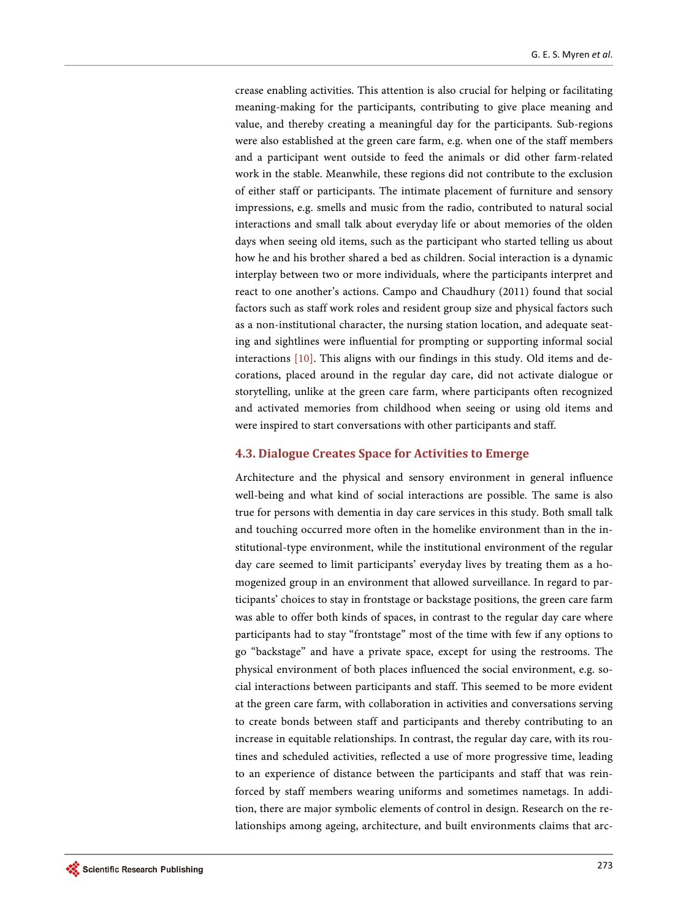crease enabling activities. This attention is also crucial for helping or facilitating meaning-making for the participants, contributing to give place meaning and value, and thereby creating a meaningful day for the participants. Sub-regions were also established at the green care farm, e.g. when one of the staff members and a participant went outside to feed the animals or did other farm-related work in the stable. Meanwhile, these regions did not contribute to the exclusion of either staff or participants. The intimate placement of furniture and sensory impressions, e.g. smells and music from the radio, contributed to natural social interactions and small talk about everyday life or about memories of the olden days when seeing old items, such as the participant who started telling us about how he and his brother shared a bed as children. Social interaction is a dynamic interplay between two or more individuals, where the participants interpret and react to one another's actions. Campo and Chaudhury (2011) found that social factors such as staff work roles and resident group size and physical factors such as a non-institutional character, the nursing station location, and adequate seating and sightlines were influential for prompting or supporting informal social interactions [10]. This aligns with our findings in this study. Old items and decorations, placed around in the regular day care, did not activate dialogue or storytelling, unlike at the green care farm, where participants often recognized and activated memories from childhood when seeing or using old items and were inspired to start conversations with other participants and staff.

### 4.3. Dialogue Creates Space for Activities to Emerge

Architecture and the physical and sensory environment in general influence well-being and what kind of social interactions are possible. The same is also true for persons with dementia in day care services in this study. Both small talk and touching occurred more often in the homelike environment than in the institutional-type environment, while the institutional environment of the regular day care seemed to limit participants' everyday lives by treating them as a homogenized group in an environment that allowed surveillance. In regard to participants' choices to stay in frontstage or backstage positions, the green care farm was able to offer both kinds of spaces, in contrast to the regular day care where participants had to stay "frontstage" most of the time with few if any options to go "backstage" and have a private space, except for using the restrooms. The physical environment of both places influenced the social environment, e.g. social interactions between participants and staff. This seemed to be more evident at the green care farm, with collaboration in activities and conversations serving to create bonds between staff and participants and thereby contributing to an increase in equitable relationships. In contrast, the regular day care, with its routines and scheduled activities, reflected a use of more progressive time, leading to an experience of distance between the participants and staff that was reinforced by staff members wearing uniforms and sometimes nametags. In addition, there are major symbolic elements of control in design. Research on the relationships among ageing, architecture, and built environments claims that arc-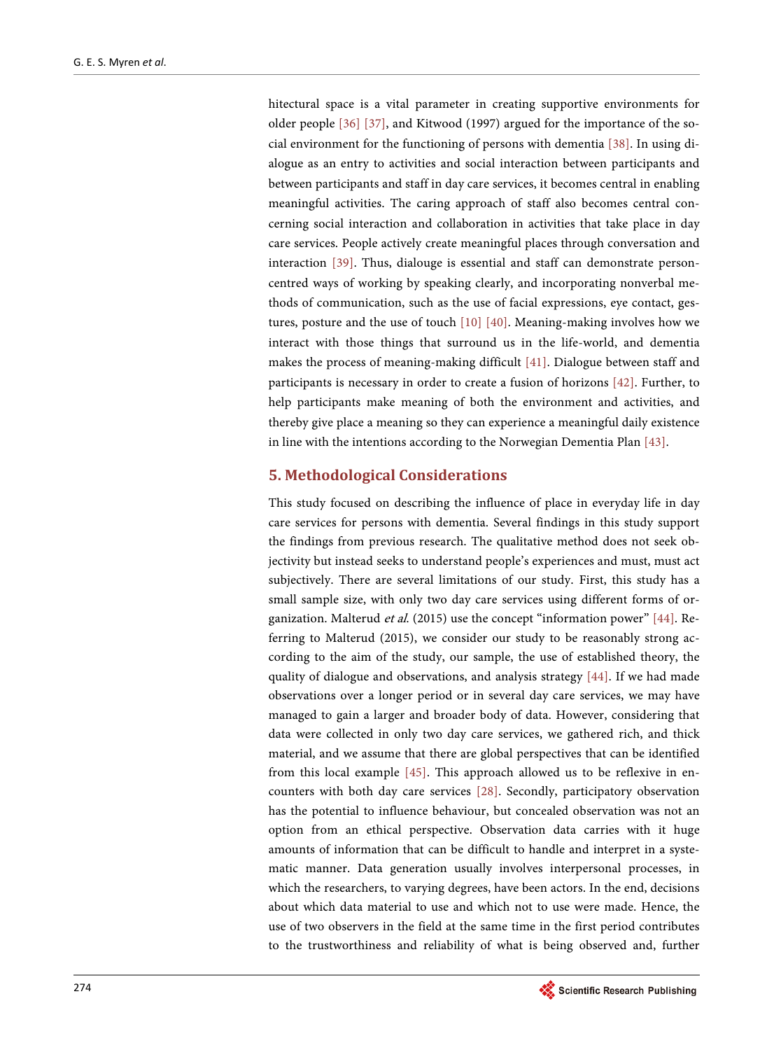hitectural space is a vital parameter in creating supportive environments for older people [36] [37], and Kitwood (1997) argued for the importance of the social environment for the functioning of persons with dementia [38]. In using dialogue as an entry to activities and social interaction between participants and between participants and staff in day care services, it becomes central in enabling meaningful activities. The caring approach of staff also becomes central concerning social interaction and collaboration in activities that take place in day care services. People actively create meaningful places through conversation and interaction [39]. Thus, dialouge is essential and staff can demonstrate person-centred ways of working by speaking clearly, and incorporating nonverbal methods of communication, such as the use of facial expressions, eye contact, gestures, posture and the use of touch [10] [40]. Meaning-making involves how we interact with those things that surround us in the life-world, and dementia makes the process of meaning-making difficult [41]. Dialogue between staff and participants is necessary in order to create a fusion of horizons [42]. Further, to help participants make meaning of both the environment and activities, and thereby give place a meaning so they can experience a meaningful daily existence in line with the intentions according to the Norwegian Dementia Plan [43].

## 5. Methodological Considerations

This study focused on describing the influence of place in everyday life in day care services for persons with dementia. Several findings in this study support the findings from previous research. The qualitative method does not seek objectivity but instead seeks to understand people's experiences and must, must act subjectively. There are several limitations of our study. First, this study has a small sample size, with only two day care services using different forms of organization. Malterud *et al.* (2015) use the concept "information power" [44]. Referring to Malterud (2015), we consider our study to be reasonably strong according to the aim of the study, our sample, the use of established theory, the quality of dialogue and observations, and analysis strategy [44]. If we had made observations over a longer period or in several day care services, we may have managed to gain a larger and broader body of data. However, considering that data were collected in only two day care services, we gathered rich, and thick material, and we assume that there are global perspectives that can be identified from this local example [45]. This approach allowed us to be reflexive in encounters with both day care services [28]. Secondly, participatory observation has the potential to influence behaviour, but concealed observation was not an option from an ethical perspective. Observation data carries with it huge amounts of information that can be difficult to handle and interpret in a systematic manner. Data generation usually involves interpersonal processes, in which the researchers, to varying degrees, have been actors. In the end, decisions about which data material to use and which not to use were made. Hence, the use of two observers in the field at the same time in the first period contributes to the trustworthiness and reliability of what is being observed and, further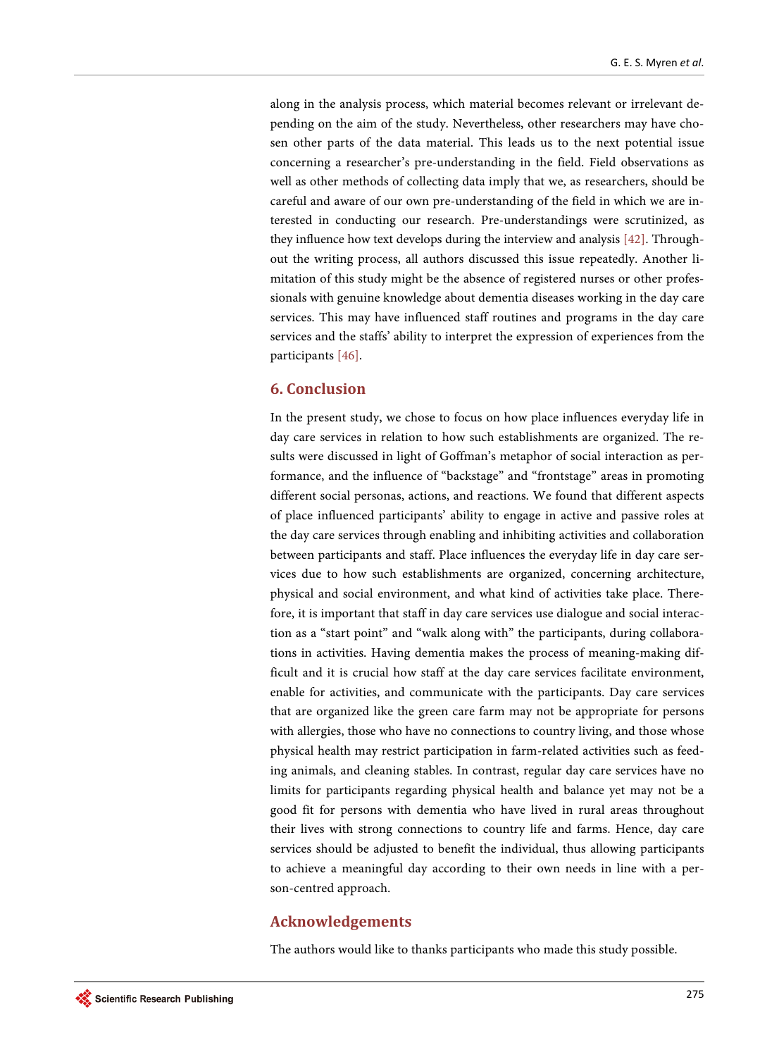along in the analysis process, which material becomes relevant or irrelevant depending on the aim of the study. Nevertheless, other researchers may have chosen other parts of the data material. This leads us to the next potential issue concerning a researcher's pre-understanding in the field. Field observations as well as other methods of collecting data imply that we, as researchers, should be careful and aware of our own pre-understanding of the field in which we are interested in conducting our research. Pre-understandings were scrutinized, as they influence how text develops during the interview and analysis [42]. Throughout the writing process, all authors discussed this issue repeatedly. Another limitation of this study might be the absence of registered nurses or other professionals with genuine knowledge about dementia diseases working in the day care services. This may have influenced staff routines and programs in the day care services and the staffs' ability to interpret the expression of experiences from the participants [46].

## 6. Conclusion

In the present study, we chose to focus on how place influences everyday life in day care services in relation to how such establishments are organized. The results were discussed in light of Goffman's metaphor of social interaction as performance, and the influence of "backstage" and "frontstage" areas in promoting different social personas, actions, and reactions. We found that different aspects of place influenced participants' ability to engage in active and passive roles at the day care services through enabling and inhibiting activities and collaboration between participants and staff. Place influences the everyday life in day care services due to how such establishments are organized, concerning architecture, physical and social environment, and what kind of activities take place. Therefore, it is important that staff in day care services use dialogue and social interaction as a "start point" and "walk along with" the participants, during collaborations in activities. Having dementia makes the process of meaning-making difficult and it is crucial how staff at the day care services facilitate environment, enable for activities, and communicate with the participants. Day care services that are organized like the green care farm may not be appropriate for persons with allergies, those who have no connections to country living, and those whose physical health may restrict participation in farm-related activities such as feeding animals, and cleaning stables. In contrast, regular day care services have no limits for participants regarding physical health and balance yet may not be a good fit for persons with dementia who have lived in rural areas throughout their lives with strong connections to country life and farms. Hence, day care services should be adjusted to benefit the individual, thus allowing participants to achieve a meaningful day according to their own needs in line with a person-centred approach.

## Acknowledgements

The authors would like to thanks participants who made this study possible.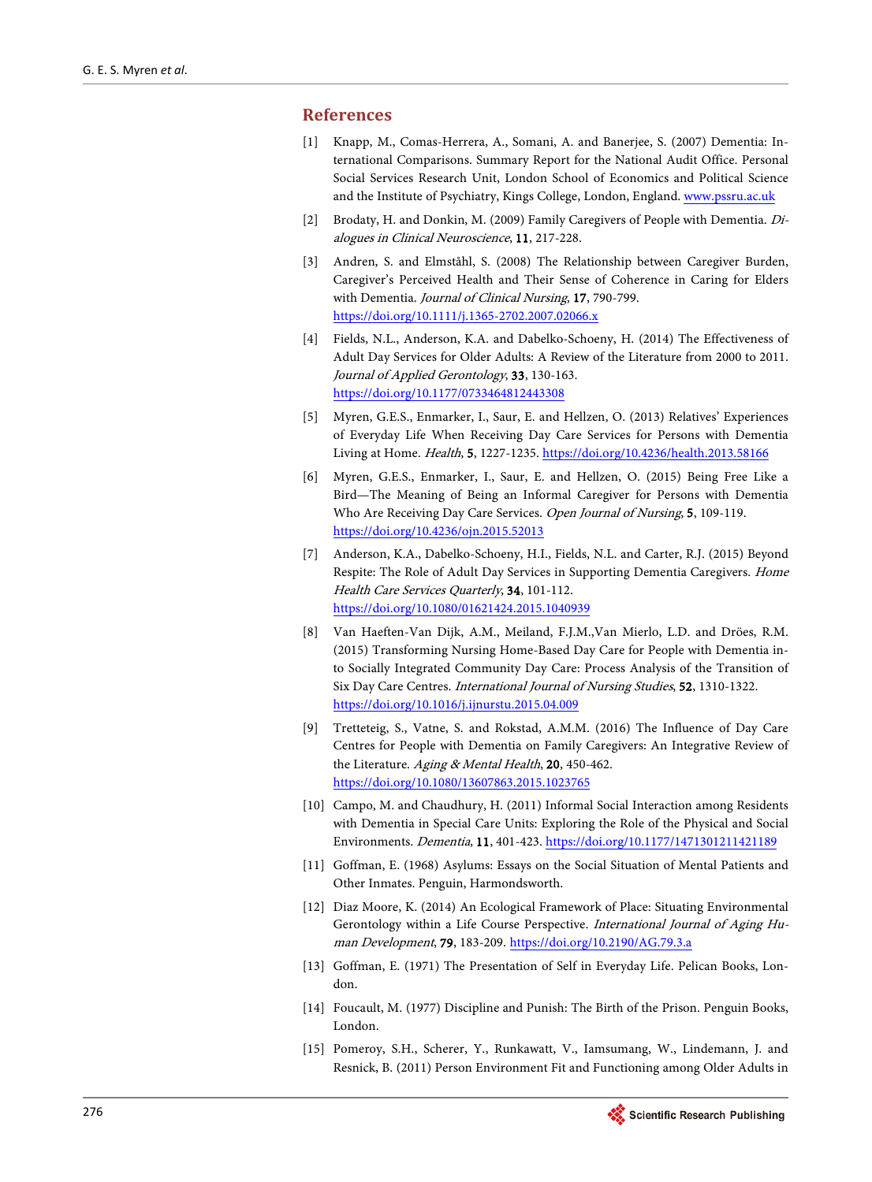## References

[1] Knapp, M., Comas-Herrera, A., Somani, A. and Banerjee, S. (2007) Dementia: International Comparisons. Summary Report for the National Audit Office. Personal Social Services Research Unit, London School of Economics and Political Science and the Institute of Psychiatry, Kings College, London, England. www.pssru.ac.uk

[2] Brodaty, H. and Donkin, M. (2009) Family Caregivers of People with Dementia. *Dialogues in Clinical Neuroscience*, **11**, 217-228.

[3] Andren, S. and Elmståhl, S. (2008) The Relationship between Caregiver Burden, Caregiver's Perceived Health and Their Sense of Coherence in Caring for Elders with Dementia. *Journal of Clinical Nursing*, **17**, 790-799. https://doi.org/10.1111/j.1365-2702.2007.02066.x

[4] Fields, N.L., Anderson, K.A. and Dabelko-Schoeny, H. (2014) The Effectiveness of Adult Day Services for Older Adults: A Review of the Literature from 2000 to 2011. *Journal of Applied Gerontology*, **33**, 130-163. https://doi.org/10.1177/0733464812443308

[5] Myren, G.E.S., Enmarker, I., Saur, E. and Hellzen, O. (2013) Relatives' Experiences of Everyday Life When Receiving Day Care Services for Persons with Dementia Living at Home. *Health*, **5**, 1227-1235. https://doi.org/10.4236/health.2013.58166

[6] Myren, G.E.S., Enmarker, I., Saur, E. and Hellzen, O. (2015) Being Free Like a Bird—The Meaning of Being an Informal Caregiver for Persons with Dementia Who Are Receiving Day Care Services. *Open Journal of Nursing*, **5**, 109-119. https://doi.org/10.4236/ojn.2015.52013

[7] Anderson, K.A., Dabelko-Schoeny, H.I., Fields, N.L. and Carter, R.J. (2015) Beyond Respite: The Role of Adult Day Services in Supporting Dementia Caregivers. *Home Health Care Services Quarterly*, **34**, 101-112. https://doi.org/10.1080/01621424.2015.1040939

[8] Van Haeften-Van Dijk, A.M., Meiland, F.J.M.,Van Mierlo, L.D. and Dröes, R.M. (2015) Transforming Nursing Home-Based Day Care for People with Dementia into Socially Integrated Community Day Care: Process Analysis of the Transition of Six Day Care Centres. *International Journal of Nursing Studies*, **52**, 1310-1322. https://doi.org/10.1016/j.ijnurstu.2015.04.009

[9] Tretteteig, S., Vatne, S. and Rokstad, A.M.M. (2016) The Influence of Day Care Centres for People with Dementia on Family Caregivers: An Integrative Review of the Literature. *Aging & Mental Health*, **20**, 450-462. https://doi.org/10.1080/13607863.2015.1023765

[10] Campo, M. and Chaudhury, H. (2011) Informal Social Interaction among Residents with Dementia in Special Care Units: Exploring the Role of the Physical and Social Environments. *Dementia*, **11**, 401-423. https://doi.org/10.1177/1471301211421189

[11] Goffman, E. (1968) Asylums: Essays on the Social Situation of Mental Patients and Other Inmates. Penguin, Harmondsworth.

[12] Diaz Moore, K. (2014) An Ecological Framework of Place: Situating Environmental Gerontology within a Life Course Perspective. *International Journal of Aging Human Development*, **79**, 183-209. https://doi.org/10.2190/AG.79.3.a

[13] Goffman, E. (1971) The Presentation of Self in Everyday Life. Pelican Books, London.

[14] Foucault, M. (1977) Discipline and Punish: The Birth of the Prison. Penguin Books, London.

[15] Pomeroy, S.H., Scherer, Y., Runkawatt, V., Iamsumang, W., Lindemann, J. and Resnick, B. (2011) Person Environment Fit and Functioning among Older Adults in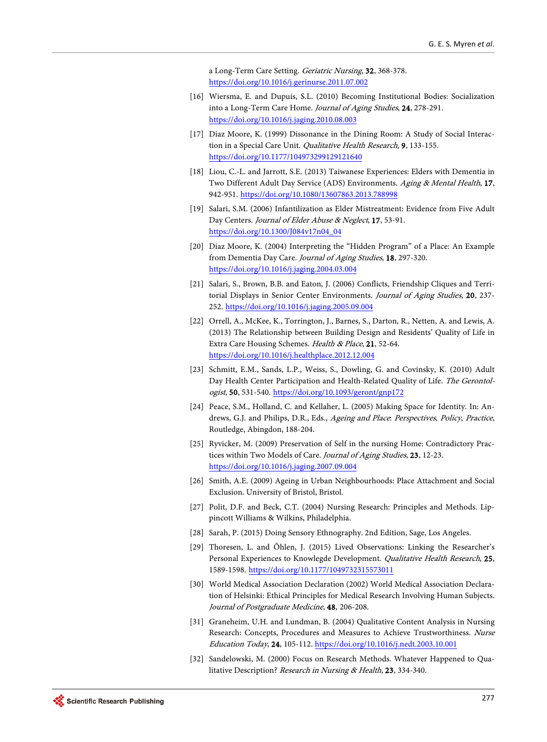a Long-Term Care Setting. *Geriatric Nursing*, **32**, 368-378. https://doi.org/10.1016/j.gerinurse.2011.07.002

[16] Wiersma, E. and Dupuis, S.L. (2010) Becoming Institutional Bodies: Socialization into a Long-Term Care Home. *Journal of Aging Studies*, **24**, 278-291. https://doi.org/10.1016/j.jaging.2010.08.003

[17] Diaz Moore, K. (1999) Dissonance in the Dining Room: A Study of Social Interaction in a Special Care Unit. *Qualitative Health Research*, **9**, 133-155. https://doi.org/10.1177/104973299129121640

[18] Liou, C.-L. and Jarrott, S.E. (2013) Taiwanese Experiences: Elders with Dementia in Two Different Adult Day Service (ADS) Environments. *Aging & Mental Health*, **17**, 942-951. https://doi.org/10.1080/13607863.2013.788998

[19] Salari, S.M. (2006) Infantilization as Elder Mistreatment: Evidence from Five Adult Day Centers. *Journal of Elder Abuse & Neglect*, **17**, 53-91. https://doi.org/10.1300/J084v17n04_04

[20] Diaz Moore, K. (2004) Interpreting the "Hidden Program" of a Place: An Example from Dementia Day Care. *Journal of Aging Studies*, **18**, 297-320. https://doi.org/10.1016/j.jaging.2004.03.004

[21] Salari, S., Brown, B.B. and Eaton, J. (2006) Conflicts, Friendship Cliques and Territorial Displays in Senior Center Environments. *Journal of Aging Studies*, **20**, 237-252. https://doi.org/10.1016/j.jaging.2005.09.004

[22] Orrell, A., McKee, K., Torrington, J., Barnes, S., Darton, R., Netten, A. and Lewis, A. (2013) The Relationship between Building Design and Residents' Quality of Life in Extra Care Housing Schemes. *Health & Place*, **21**, 52-64. https://doi.org/10.1016/j.healthplace.2012.12.004

[23] Schmitt, E.M., Sands, L.P., Weiss, S., Dowling, G. and Covinsky, K. (2010) Adult Day Health Center Participation and Health-Related Quality of Life. *The Gerontologist*, **50**, 531-540. https://doi.org/10.1093/geront/gnp172

[24] Peace, S.M., Holland, C. and Kellaher, L. (2005) Making Space for Identity. In: Andrews, G.J. and Philips, D.R., Eds., *Ageing and Place: Perspectives, Policy, Practice*, Routledge, Abingdon, 188-204.

[25] Ryvicker, M. (2009) Preservation of Self in the nursing Home: Contradictory Practices within Two Models of Care. *Journal of Aging Studies*, **23**, 12-23. https://doi.org/10.1016/j.jaging.2007.09.004

[26] Smith, A.E. (2009) Ageing in Urban Neighbourhoods: Place Attachment and Social Exclusion. University of Bristol, Bristol.

[27] Polit, D.F. and Beck, C.T. (2004) Nursing Research: Principles and Methods. Lippincott Williams & Wilkins, Philadelphia.

[28] Sarah, P. (2015) Doing Sensory Ethnography. 2nd Edition, Sage, Los Angeles.

[29] Thoresen, L. and Öhlen, J. (2015) Lived Observations: Linking the Researcher's Personal Experiences to Knowlegde Development. *Qualitative Health Research*, **25**, 1589-1598. https://doi.org/10.1177/1049732315573011

[30] World Medical Association Declaration (2002) World Medical Association Declaration of Helsinki: Ethical Principles for Medical Research Involving Human Subjects. *Journal of Postgraduate Medicine*, **48**, 206-208.

[31] Graneheim, U.H. and Lundman, B. (2004) Qualitative Content Analysis in Nursing Research: Concepts, Procedures and Measures to Achieve Trustworthiness. *Nurse Education Today*, **24**, 105-112. https://doi.org/10.1016/j.nedt.2003.10.001

[32] Sandelowski, M. (2000) Focus on Research Methods. Whatever Happened to Qualitative Description? *Research in Nursing & Health*, **23**, 334-340.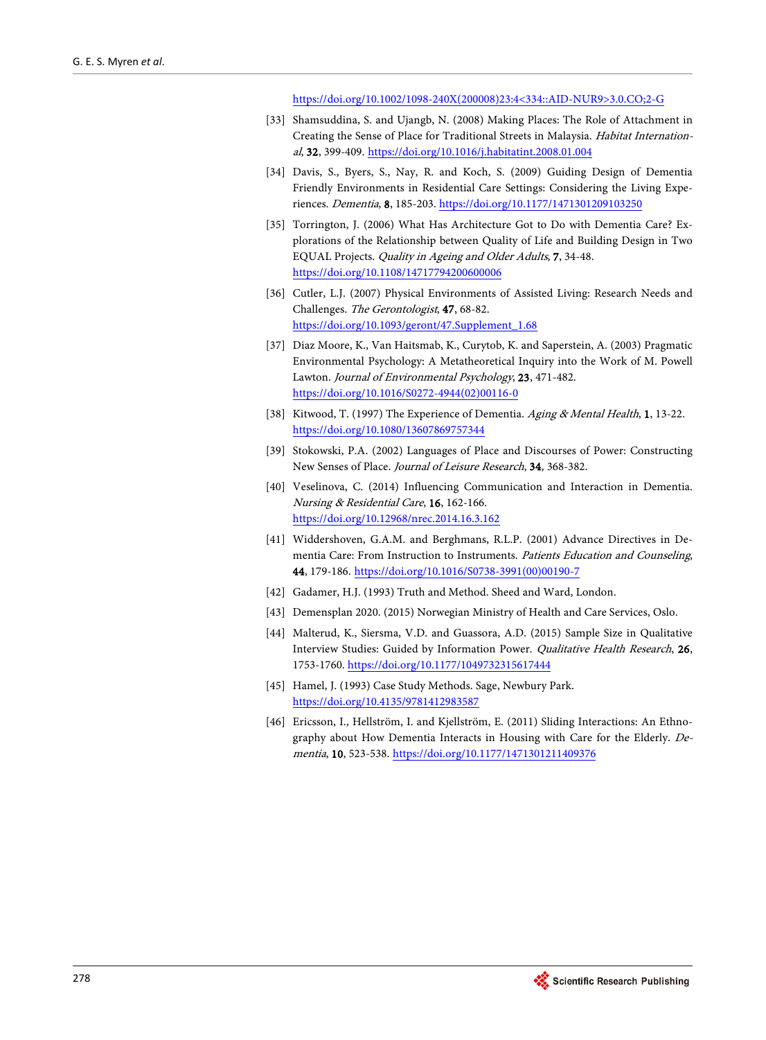https://doi.org/10.1002/1098-240X(200008)23:4<334::AID-NUR9>3.0.CO;2-G

[33] Shamsuddina, S. and Ujangb, N. (2008) Making Places: The Role of Attachment in Creating the Sense of Place for Traditional Streets in Malaysia. *Habitat International*, **32**, 399-409. https://doi.org/10.1016/j.habitatint.2008.01.004

[34] Davis, S., Byers, S., Nay, R. and Koch, S. (2009) Guiding Design of Dementia Friendly Environments in Residential Care Settings: Considering the Living Experiences. *Dementia*, **8**, 185-203. https://doi.org/10.1177/1471301209103250

[35] Torrington, J. (2006) What Has Architecture Got to Do with Dementia Care? Explorations of the Relationship between Quality of Life and Building Design in Two EQUAL Projects. *Quality in Ageing and Older Adults*, **7**, 34-48. https://doi.org/10.1108/14717794200600006

[36] Cutler, L.J. (2007) Physical Environments of Assisted Living: Research Needs and Challenges. *The Gerontologist*, **47**, 68-82. https://doi.org/10.1093/geront/47.Supplement_1.68

[37] Diaz Moore, K., Van Haitsmab, K., Curytob, K. and Saperstein, A. (2003) Pragmatic Environmental Psychology: A Metatheoretical Inquiry into the Work of M. Powell Lawton. *Journal of Environmental Psychology*, **23**, 471-482. https://doi.org/10.1016/S0272-4944(02)00116-0

[38] Kitwood, T. (1997) The Experience of Dementia. *Aging & Mental Health*, **1**, 13-22. https://doi.org/10.1080/13607869757344

[39] Stokowski, P.A. (2002) Languages of Place and Discourses of Power: Constructing New Senses of Place. *Journal of Leisure Research*, **34**, 368-382.

[40] Veselinova, C. (2014) Influencing Communication and Interaction in Dementia. *Nursing & Residential Care*, **16**, 162-166. https://doi.org/10.12968/nrec.2014.16.3.162

[41] Widdershoven, G.A.M. and Berghmans, R.L.P. (2001) Advance Directives in Dementia Care: From Instruction to Instruments. *Patients Education and Counseling*, **44**, 179-186. https://doi.org/10.1016/S0738-3991(00)00190-7

[42] Gadamer, H.J. (1993) Truth and Method. Sheed and Ward, London.

[43] Demensplan 2020. (2015) Norwegian Ministry of Health and Care Services, Oslo.

[44] Malterud, K., Siersma, V.D. and Guassora, A.D. (2015) Sample Size in Qualitative Interview Studies: Guided by Information Power. *Qualitative Health Research*, **26**, 1753-1760. https://doi.org/10.1177/1049732315617444

[45] Hamel, J. (1993) Case Study Methods. Sage, Newbury Park. https://doi.org/10.4135/9781412983587

[46] Ericsson, I., Hellström, I. and Kjellström, E. (2011) Sliding Interactions: An Ethnography about How Dementia Interacts in Housing with Care for the Elderly. *Dementia*, **10**, 523-538. https://doi.org/10.1177/1471301211409376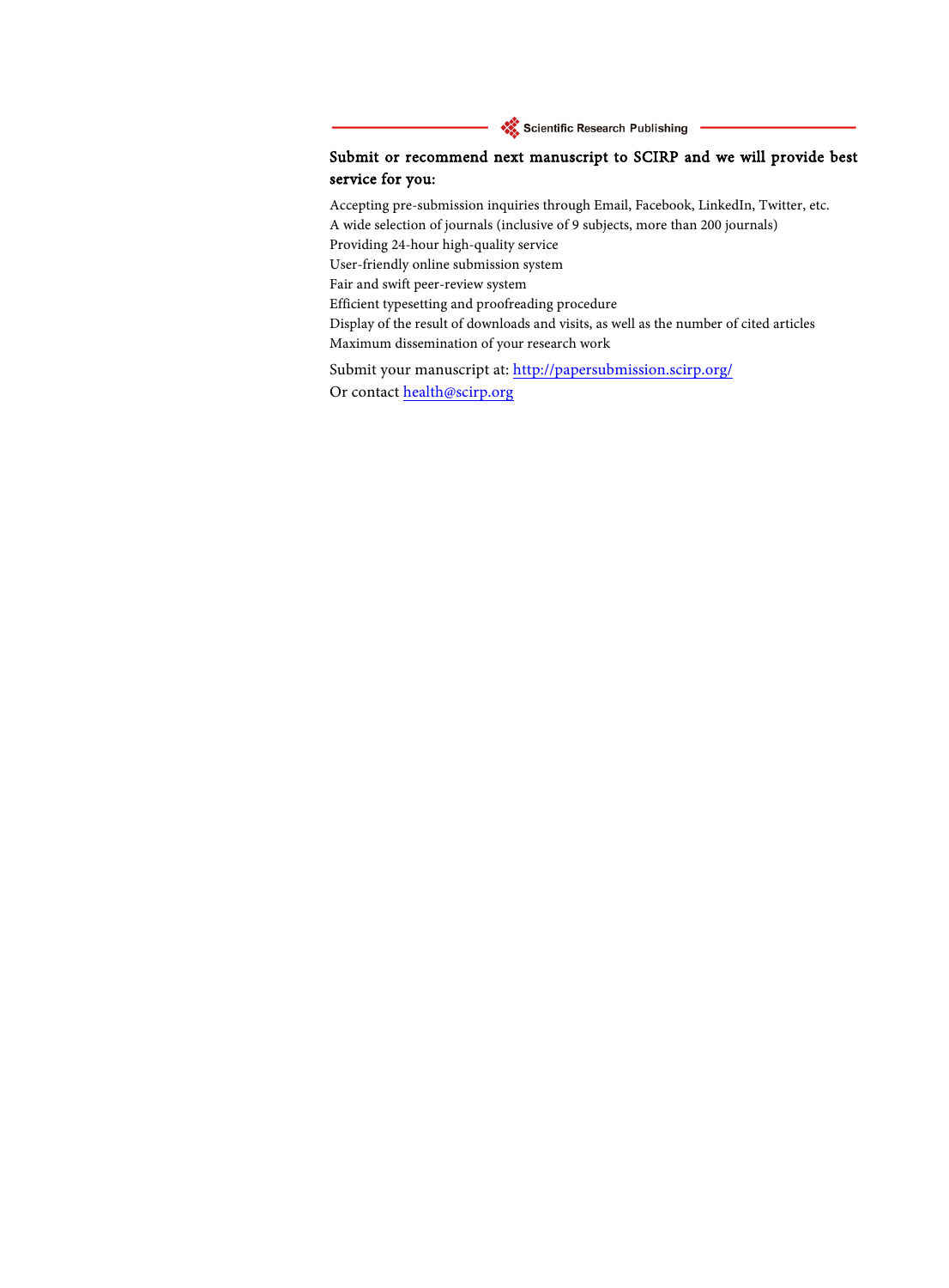Scientific Research Publishing

**Submit or recommend next manuscript to SCIRP and we will provide best service for you:**

Accepting pre-submission inquiries through Email, Facebook, LinkedIn, Twitter, etc.
A wide selection of journals (inclusive of 9 subjects, more than 200 journals)
Providing 24-hour high-quality service
User-friendly online submission system
Fair and swift peer-review system
Efficient typesetting and proofreading procedure
Display of the result of downloads and visits, as well as the number of cited articles
Maximum dissemination of your research work

Submit your manuscript at: http://papersubmission.scirp.org/
Or contact health@scirp.org